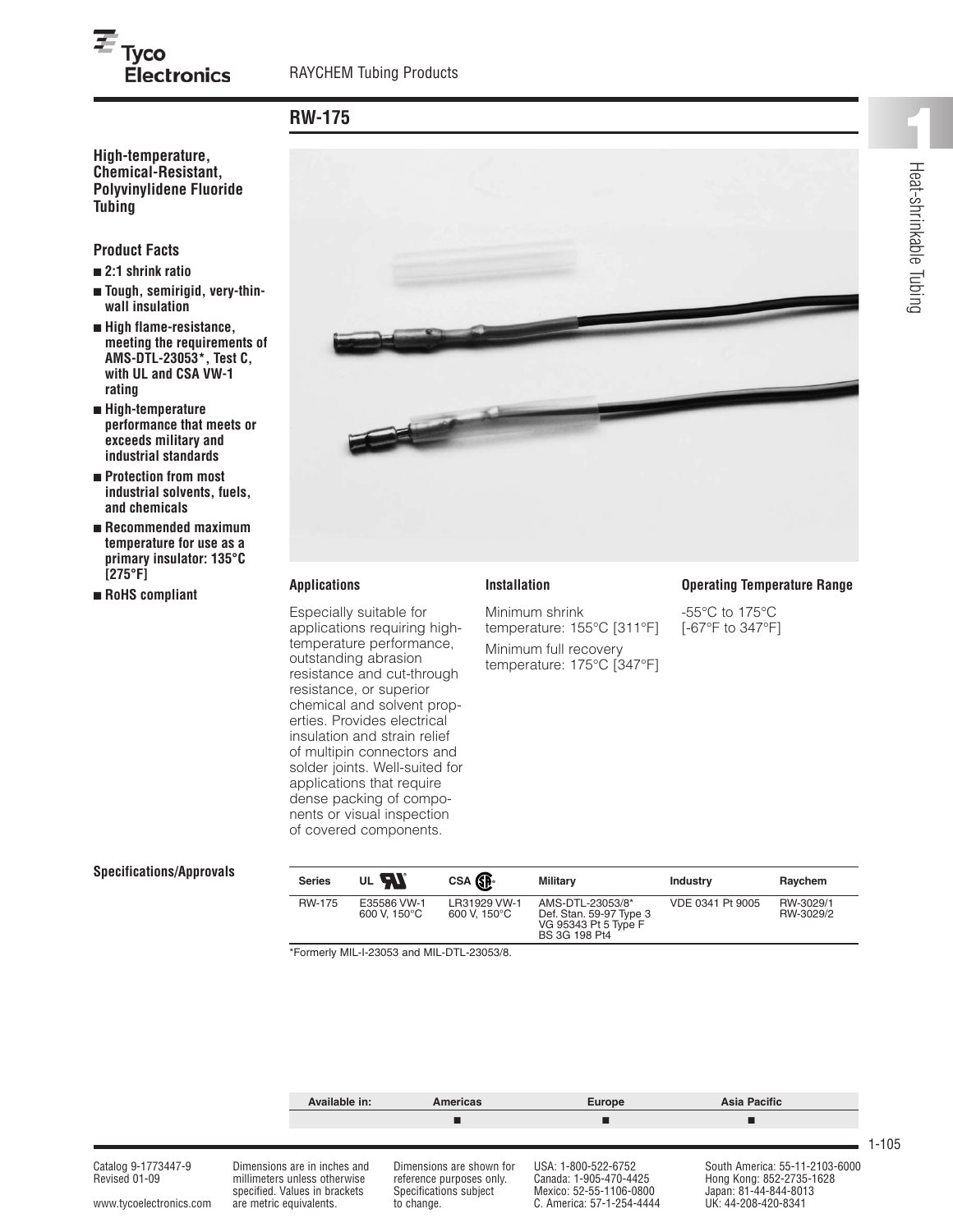# RW-175

**High-temperature, Chemical-Resistant, Polyvinylidene Fluoride Tubing**

## Product Facts

- **2:1 shrink ratio**
- **Tough, semirigid, very-thin-wall insulation**
- **High flame-resistance, meeting the requirements of AMS-DTL-23053*, Test C, with UL and CSA VW-1 rating**
- **High-temperature performance that meets or exceeds military and industrial standards**
- **Protection from most industrial solvents, fuels, and chemicals**
- **Recommended maximum temperature for use as a primary insulator: 135°C [275°F]**
- **RoHS compliant**

### Applications

Especially suitable for applications requiring high-temperature performance, outstanding abrasion resistance and cut-through resistance, or superior chemical and solvent properties. Provides electrical insulation and strain relief of multipin connectors and solder joints. Well-suited for applications that require dense packing of components or visual inspection of covered components.

### Installation

Minimum shrink temperature: 155°C [311°F]

Minimum full recovery temperature: 175°C [347°F]

### Operating Temperature Range

-55°C to 175°C
[-67°F to 347°F]

### Specifications/Approvals

| Series | UL | CSA | Military | Industry | Raychem |
|---|---|---|---|---|---|
| RW-175 | E35586 VW-1 600 V, 150°C | LR31929 VW-1 600 V, 150°C | AMS-DTL-23053/8* Def. Stan. 59-97 Type 3 VG 95343 Pt 5 Type F BS 3G 198 Pt4 | VDE 0341 Pt 9005 | RW-3029/1 RW-3029/2 |

*Formerly MIL-I-23053 and MIL-DTL-23053/8.

| Available in: | Americas | Europe | Asia Pacific |
|---|---|---|---|
| | ■ | ■ | ■ |

Catalog 9-1773447-9
Revised 01-09

www.tycoelectronics.com

Dimensions are in inches and millimeters unless otherwise specified. Values in brackets are metric equivalents.

Dimensions are shown for reference purposes only. Specifications subject to change.

USA: 1-800-522-6752
Canada: 1-905-470-4425
Mexico: 52-55-1106-0800
C. America: 57-1-254-4444

South America: 55-11-2103-6000
Hong Kong: 852-2735-1628
Japan: 81-44-844-8013
UK: 44-208-420-8341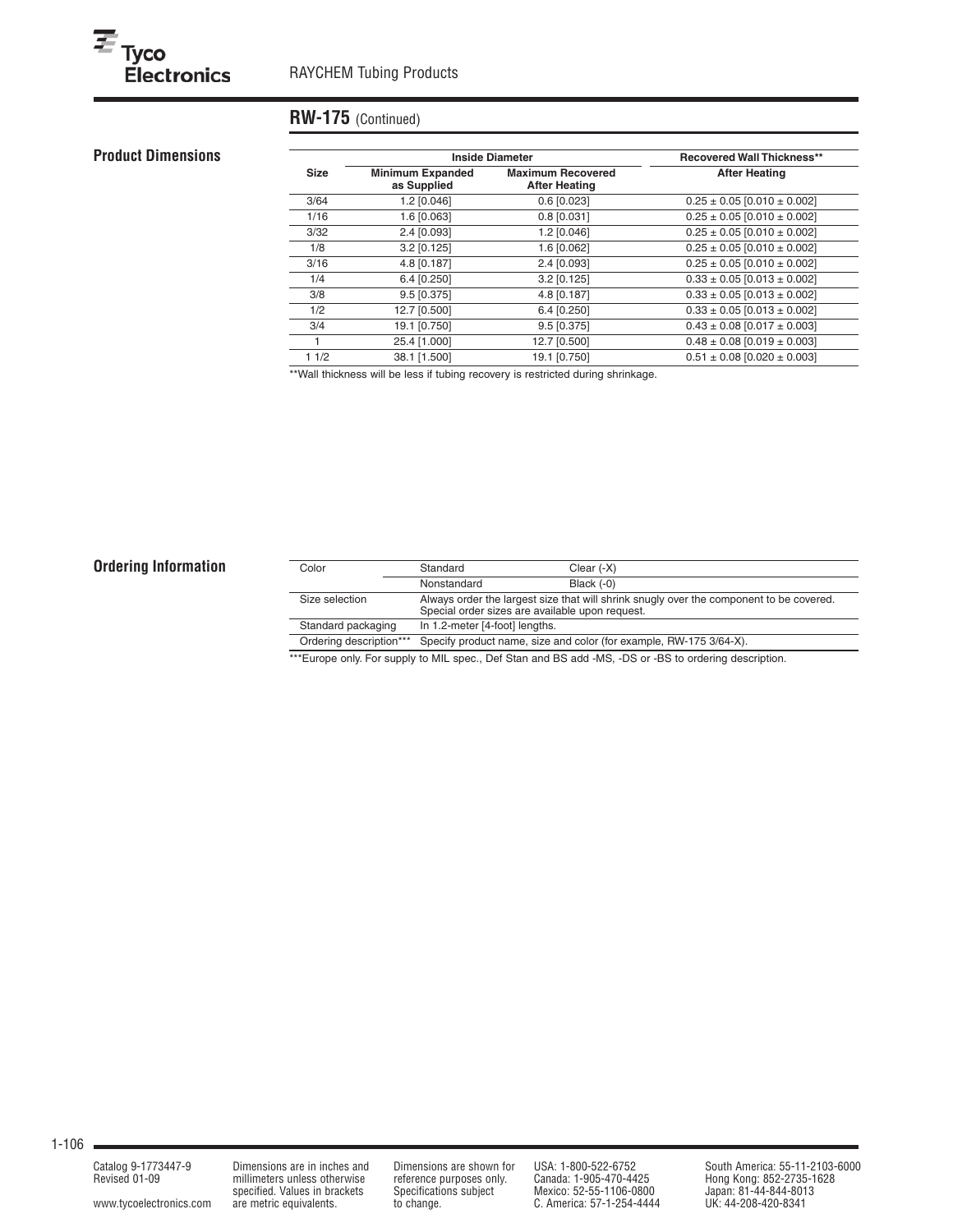## RW-175 (Continued)

### Product Dimensions

| | Inside Diameter | | Recovered Wall Thickness** |
|---|---|---|---|
| Size | Minimum Expanded as Supplied | Maximum Recovered After Heating | After Heating |
| 3/64 | 1.2 [0.046] | 0.6 [0.023] | 0.25 ± 0.05 [0.010 ± 0.002] |
| 1/16 | 1.6 [0.063] | 0.8 [0.031] | 0.25 ± 0.05 [0.010 ± 0.002] |
| 3/32 | 2.4 [0.093] | 1.2 [0.046] | 0.25 ± 0.05 [0.010 ± 0.002] |
| 1/8 | 3.2 [0.125] | 1.6 [0.062] | 0.25 ± 0.05 [0.010 ± 0.002] |
| 3/16 | 4.8 [0.187] | 2.4 [0.093] | 0.25 ± 0.05 [0.010 ± 0.002] |
| 1/4 | 6.4 [0.250] | 3.2 [0.125] | 0.33 ± 0.05 [0.013 ± 0.002] |
| 3/8 | 9.5 [0.375] | 4.8 [0.187] | 0.33 ± 0.05 [0.013 ± 0.002] |
| 1/2 | 12.7 [0.500] | 6.4 [0.250] | 0.33 ± 0.05 [0.013 ± 0.002] |
| 3/4 | 19.1 [0.750] | 9.5 [0.375] | 0.43 ± 0.08 [0.017 ± 0.003] |
| 1 | 25.4 [1.000] | 12.7 [0.500] | 0.48 ± 0.08 [0.019 ± 0.003] |
| 1 1/2 | 38.1 [1.500] | 19.1 [0.750] | 0.51 ± 0.08 [0.020 ± 0.003] |

**Wall thickness will be less if tubing recovery is restricted during shrinkage.

### Ordering Information

| | | |
|---|---|---|
| Color | Standard | Clear (-X) |
| | Nonstandard | Black (-0) |
| Size selection | Always order the largest size that will shrink snugly over the component to be covered. Special order sizes are available upon request. | |
| Standard packaging | In 1.2-meter [4-foot] lengths. | |
| Ordering description*** | Specify product name, size and color (for example, RW-175 3/64-X). | |

***Europe only. For supply to MIL spec., Def Stan and BS add -MS, -DS or -BS to ordering description.

Catalog 9-1773447-9
Revised 01-09

www.tycoelectronics.com

Dimensions are in inches and millimeters unless otherwise specified. Values in brackets are metric equivalents.

Dimensions are shown for reference purposes only. Specifications subject to change.

USA: 1-800-522-6752
Canada: 1-905-470-4425
Mexico: 52-55-1106-0800
C. America: 57-1-254-4444

South America: 55-11-2103-6000
Hong Kong: 852-2735-1628
Japan: 81-44-844-8013
UK: 44-208-420-8341